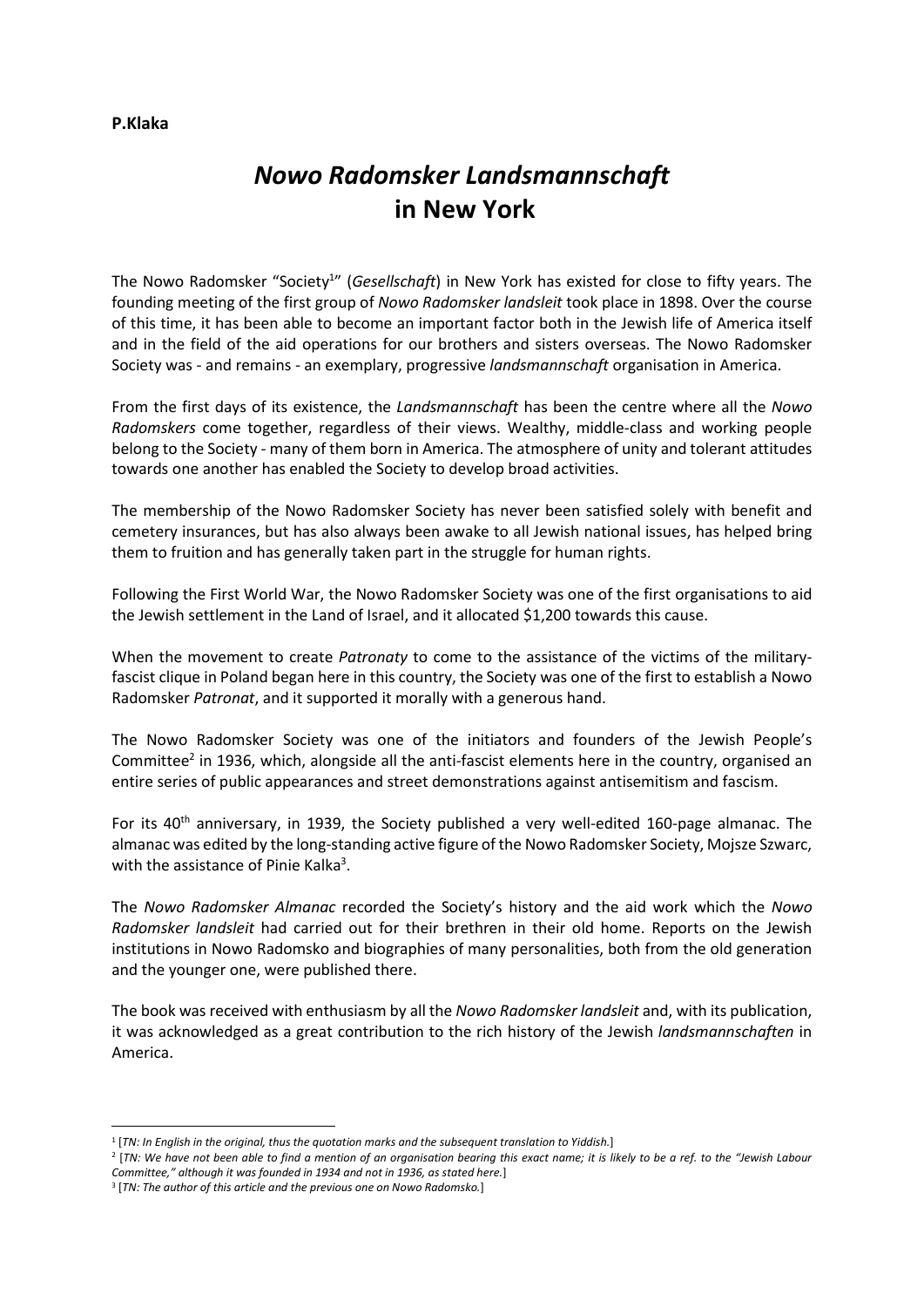**P.Klaka**

# *Nowo Radomsker Landsmannschaft* in New York

The Nowo Radomsker "Society[1]" (*Gesellschaft*) in New York has existed for close to fifty years. The founding meeting of the first group of *Nowo Radomsker landsleit* took place in 1898. Over the course of this time, it has been able to become an important factor both in the Jewish life of America itself and in the field of the aid operations for our brothers and sisters overseas. The Nowo Radomsker Society was - and remains - an exemplary, progressive *landsmannschaft* organisation in America.

From the first days of its existence, the *Landsmannschaft* has been the centre where all the *Nowo Radomskers* come together, regardless of their views. Wealthy, middle-class and working people belong to the Society - many of them born in America. The atmosphere of unity and tolerant attitudes towards one another has enabled the Society to develop broad activities.

The membership of the Nowo Radomsker Society has never been satisfied solely with benefit and cemetery insurances, but has also always been awake to all Jewish national issues, has helped bring them to fruition and has generally taken part in the struggle for human rights.

Following the First World War, the Nowo Radomsker Society was one of the first organisations to aid the Jewish settlement in the Land of Israel, and it allocated $1,200 towards this cause.

When the movement to create *Patronaty* to come to the assistance of the victims of the military-fascist clique in Poland began here in this country, the Society was one of the first to establish a Nowo Radomsker *Patronat*, and it supported it morally with a generous hand.

The Nowo Radomsker Society was one of the initiators and founders of the Jewish People's Committee[2] in 1936, which, alongside all the anti-fascist elements here in the country, organised an entire series of public appearances and street demonstrations against antisemitism and fascism.

For its 40th anniversary, in 1939, the Society published a very well-edited 160-page almanac. The almanac was edited by the long-standing active figure of the Nowo Radomsker Society, Mojsze Szwarc, with the assistance of Pinie Kalka[3].

The *Nowo Radomsker Almanac* recorded the Society's history and the aid work which the *Nowo Radomsker landsleit* had carried out for their brethren in their old home. Reports on the Jewish institutions in Nowo Radomsko and biographies of many personalities, both from the old generation and the younger one, were published there.

The book was received with enthusiasm by all the *Nowo Radomsker landsleit* and, with its publication, it was acknowledged as a great contribution to the rich history of the Jewish *landsmannschaften* in America.

---

[1] [*TN: In English in the original, thus the quotation marks and the subsequent translation to Yiddish.*]

[2] [*TN: We have not been able to find a mention of an organisation bearing this exact name; it is likely to be a ref. to the "Jewish Labour Committee," although it was founded in 1934 and not in 1936, as stated here.*]

[3] [*TN: The author of this article and the previous one on Nowo Radomsko.*]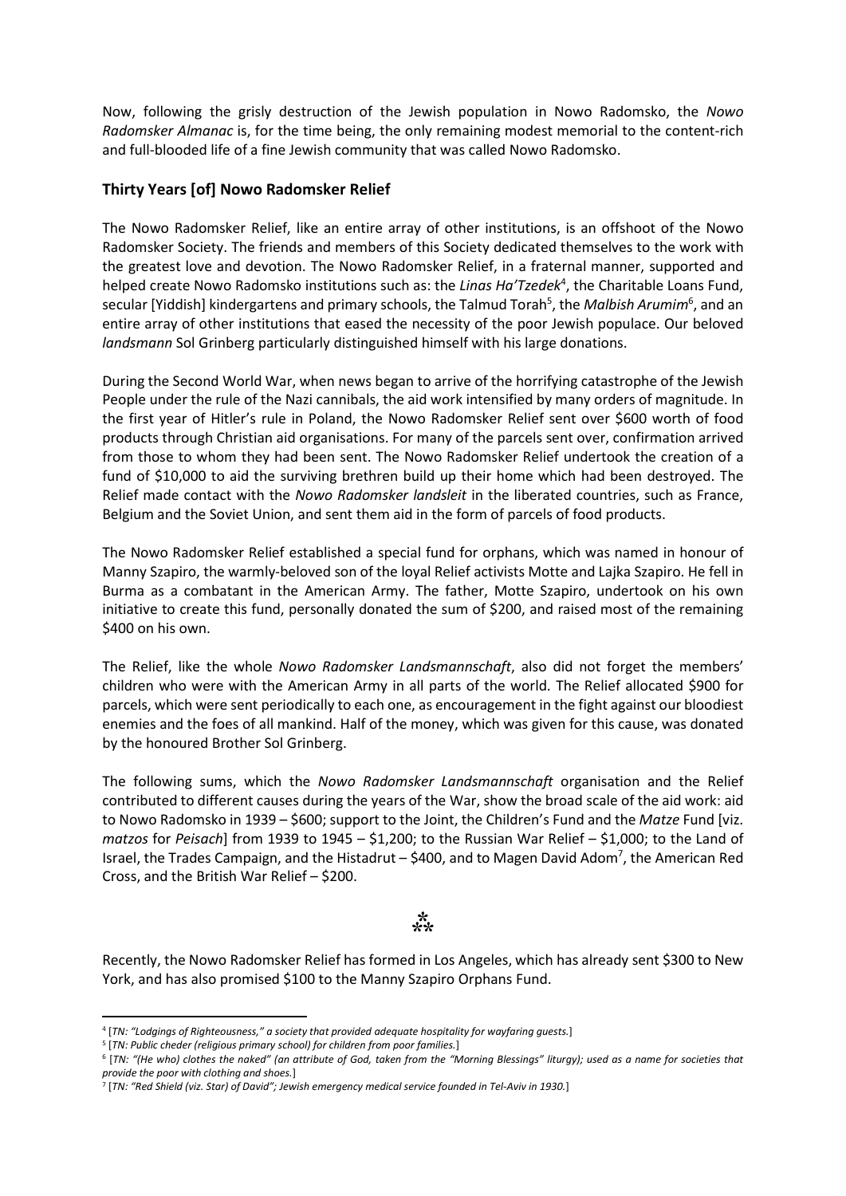Now, following the grisly destruction of the Jewish population in Nowo Radomsko, the *Nowo Radomsker Almanac* is, for the time being, the only remaining modest memorial to the content-rich and full-blooded life of a fine Jewish community that was called Nowo Radomsko.

## Thirty Years [of] Nowo Radomsker Relief

The Nowo Radomsker Relief, like an entire array of other institutions, is an offshoot of the Nowo Radomsker Society. The friends and members of this Society dedicated themselves to the work with the greatest love and devotion. The Nowo Radomsker Relief, in a fraternal manner, supported and helped create Nowo Radomsko institutions such as: the *Linas Ha'Tzedek*[4], the Charitable Loans Fund, secular [Yiddish] kindergartens and primary schools, the Talmud Torah[5], the *Malbish Arumim*[6], and an entire array of other institutions that eased the necessity of the poor Jewish populace. Our beloved *landsmann* Sol Grinberg particularly distinguished himself with his large donations.

During the Second World War, when news began to arrive of the horrifying catastrophe of the Jewish People under the rule of the Nazi cannibals, the aid work intensified by many orders of magnitude. In the first year of Hitler's rule in Poland, the Nowo Radomsker Relief sent over $600 worth of food products through Christian aid organisations. For many of the parcels sent over, confirmation arrived from those to whom they had been sent. The Nowo Radomsker Relief undertook the creation of a fund of $10,000 to aid the surviving brethren build up their home which had been destroyed. The Relief made contact with the *Nowo Radomsker landsleit* in the liberated countries, such as France, Belgium and the Soviet Union, and sent them aid in the form of parcels of food products.

The Nowo Radomsker Relief established a special fund for orphans, which was named in honour of Manny Szapiro, the warmly-beloved son of the loyal Relief activists Motte and Lajka Szapiro. He fell in Burma as a combatant in the American Army. The father, Motte Szapiro, undertook on his own initiative to create this fund, personally donated the sum of $200, and raised most of the remaining $400 on his own.

The Relief, like the whole *Nowo Radomsker Landsmannschaft*, also did not forget the members' children who were with the American Army in all parts of the world. The Relief allocated $900 for parcels, which were sent periodically to each one, as encouragement in the fight against our bloodiest enemies and the foes of all mankind. Half of the money, which was given for this cause, was donated by the honoured Brother Sol Grinberg.

The following sums, which the *Nowo Radomsker Landsmannschaft* organisation and the Relief contributed to different causes during the years of the War, show the broad scale of the aid work: aid to Nowo Radomsko in 1939 – $600; support to the Joint, the Children's Fund and the *Matze* Fund [viz. *matzos* for *Peisach*] from 1939 to 1945 – $1,200; to the Russian War Relief – $1,000; to the Land of Israel, the Trades Campaign, and the Histadrut – $400, and to Magen David Adom[7], the American Red Cross, and the British War Relief – $200.

⁂

Recently, the Nowo Radomsker Relief has formed in Los Angeles, which has already sent $300 to New York, and has also promised $100 to the Manny Szapiro Orphans Fund.

---

[4] [*TN: "Lodgings of Righteousness," a society that provided adequate hospitality for wayfaring guests.*]

[5] [*TN: Public cheder (religious primary school) for children from poor families.*]

[6] [*TN: "(He who) clothes the naked" (an attribute of God, taken from the "Morning Blessings" liturgy); used as a name for societies that provide the poor with clothing and shoes.*]

[7] [*TN: "Red Shield (viz. Star) of David"; Jewish emergency medical service founded in Tel-Aviv in 1930.*]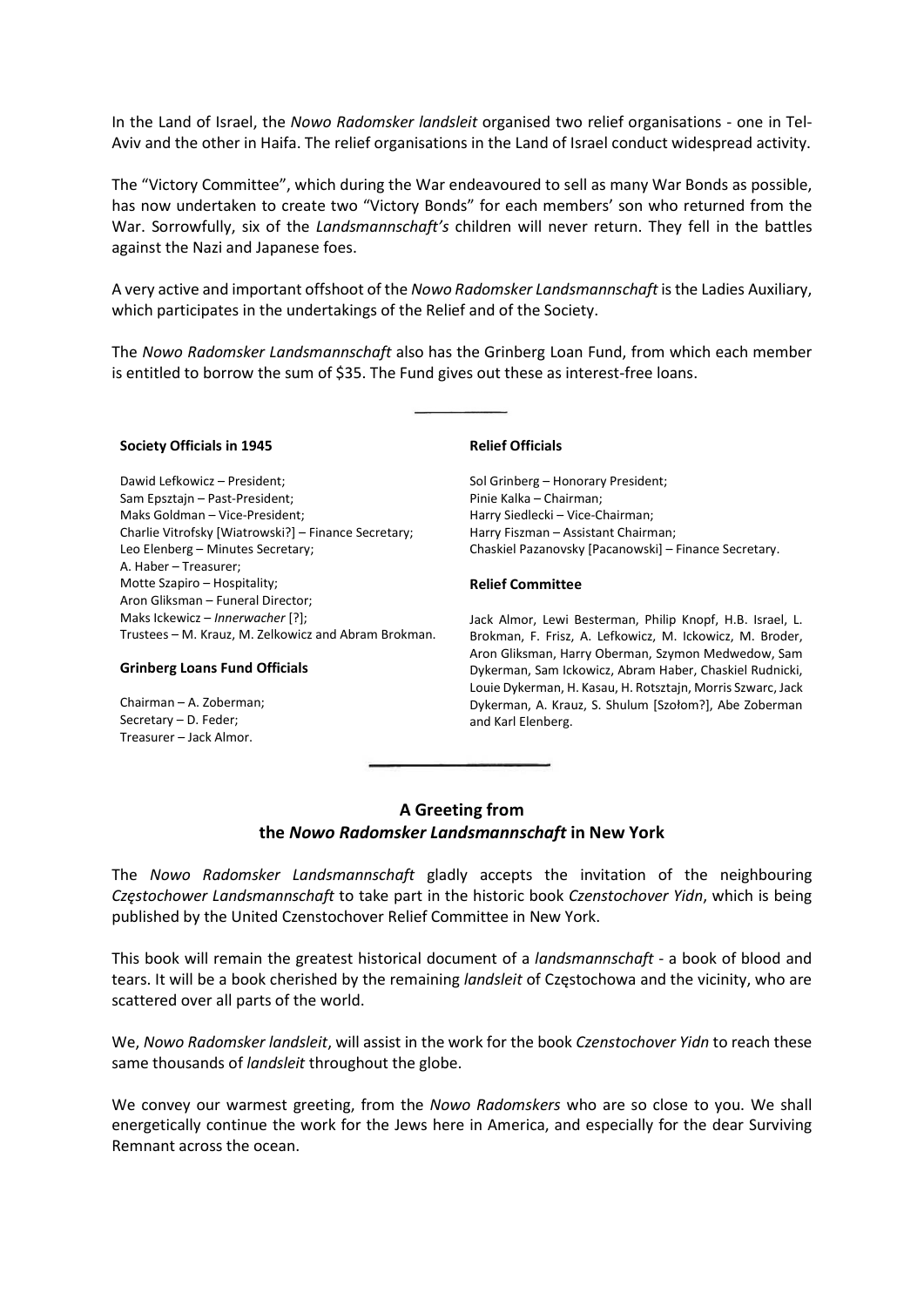In the Land of Israel, the *Nowo Radomsker landsleit* organised two relief organisations - one in Tel-Aviv and the other in Haifa. The relief organisations in the Land of Israel conduct widespread activity.

The "Victory Committee", which during the War endeavoured to sell as many War Bonds as possible, has now undertaken to create two "Victory Bonds" for each members' son who returned from the War. Sorrowfully, six of the *Landsmannschaft's* children will never return. They fell in the battles against the Nazi and Japanese foes.

A very active and important offshoot of the *Nowo Radomsker Landsmannschaft* is the Ladies Auxiliary, which participates in the undertakings of the Relief and of the Society.

The *Nowo Radomsker Landsmannschaft* also has the Grinberg Loan Fund, from which each member is entitled to borrow the sum of $35. The Fund gives out these as interest-free loans.

---

**Society Officials in 1945**

Dawid Lefkowicz – President;
Sam Epsztajn – Past-President;
Maks Goldman – Vice-President;
Charlie Vitrofsky [Wiatrowski?] – Finance Secretary;
Leo Elenberg – Minutes Secretary;
A. Haber – Treasurer;
Motte Szapiro – Hospitality;
Aron Gliksman – Funeral Director;
Maks Ickewicz – *Innerwacher* [?];
Trustees – M. Krauz, M. Zelkowicz and Abram Brokman.

**Grinberg Loans Fund Officials**

Chairman – A. Zoberman;
Secretary – D. Feder;
Treasurer – Jack Almor.

**Relief Officials**

Sol Grinberg – Honorary President;
Pinie Kalka – Chairman;
Harry Siedlecki – Vice-Chairman;
Harry Fiszman – Assistant Chairman;
Chaskiel Pazanovsky [Pacanowski] – Finance Secretary.

**Relief Committee**

Jack Almor, Lewi Besterman, Philip Knopf, H.B. Israel, L. Brokman, F. Frisz, A. Lefkowicz, M. Ickowicz, M. Broder, Aron Gliksman, Harry Oberman, Szymon Medwedow, Sam Dykerman, Sam Ickowicz, Abram Haber, Chaskiel Rudnicki, Louie Dykerman, H. Kasau, H. Rotsztajn, Morris Szwarc, Jack Dykerman, A. Krauz, S. Shulum [Szołom?], Abe Zoberman and Karl Elenberg.

---

## A Greeting from the *Nowo Radomsker Landsmannschaft* in New York

The *Nowo Radomsker Landsmannschaft* gladly accepts the invitation of the neighbouring *Częstochower Landsmannschaft* to take part in the historic book *Czenstochover Yidn*, which is being published by the United Czenstochover Relief Committee in New York.

This book will remain the greatest historical document of a *landsmannschaft* - a book of blood and tears. It will be a book cherished by the remaining *landsleit* of Częstochowa and the vicinity, who are scattered over all parts of the world.

We, *Nowo Radomsker landsleit*, will assist in the work for the book *Czenstochover Yidn* to reach these same thousands of *landsleit* throughout the globe.

We convey our warmest greeting, from the *Nowo Radomskers* who are so close to you. We shall energetically continue the work for the Jews here in America, and especially for the dear Surviving Remnant across the ocean.